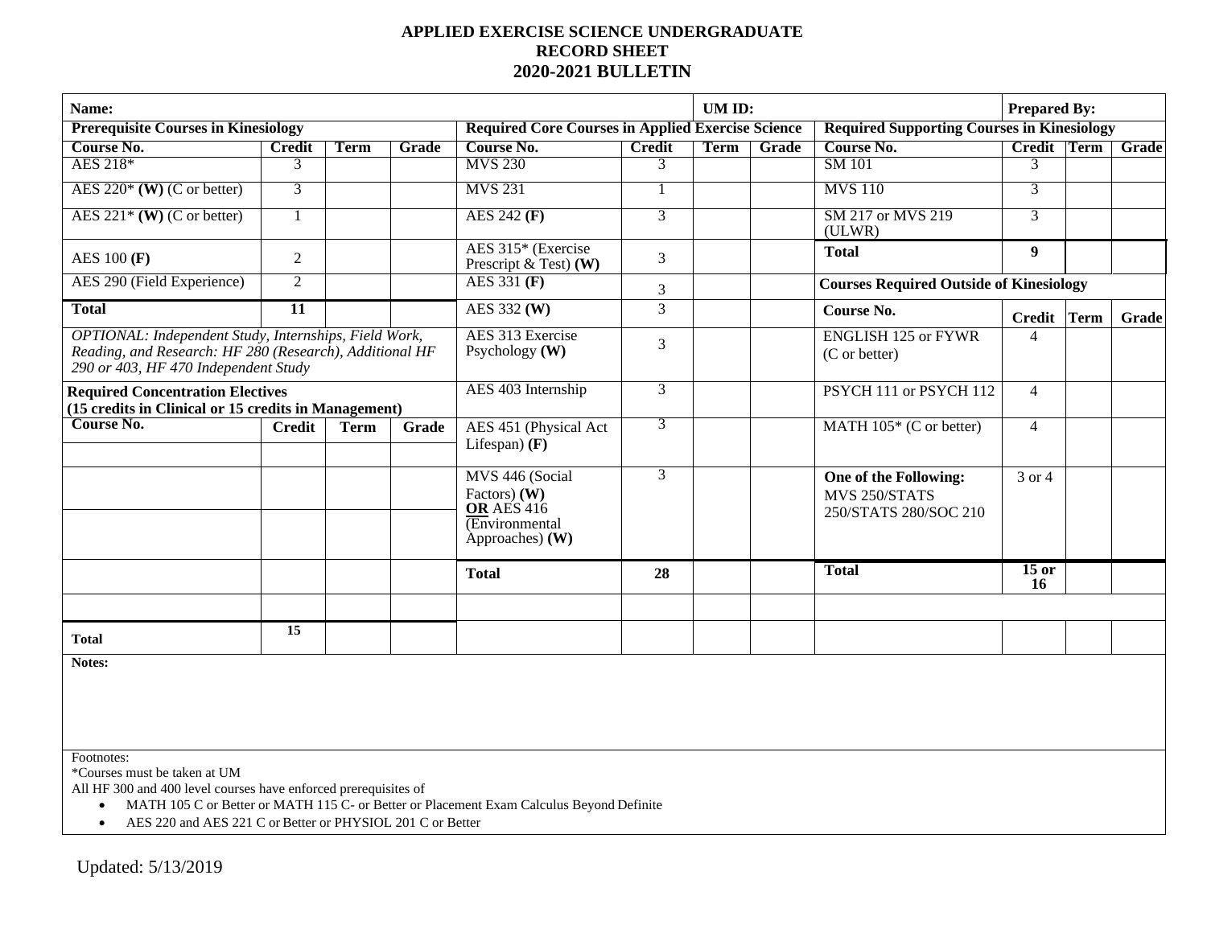# APPLIED EXERCISE SCIENCE UNDERGRADUATE RECORD SHEET 2020-2021 BULLETIN

| **Name:** | **UM ID:** | **Prepared By:** |
|---|---|---|

## Prerequisite Courses in Kinesiology

| Course No. | Credit | Term | Grade |
|---|---|---|---|
| AES 218* | 3 | | |
| AES 220* **(W)** (C or better) | 3 | | |
| AES 221* **(W)** (C or better) | 1 | | |
| AES 100 **(F)** | 2 | | |
| AES 290 (Field Experience) | 2 | | |
| **Total** | **11** | | |

*OPTIONAL: Independent Study, Internships, Field Work, Reading, and Research: HF 280 (Research), Additional HF 290 or 403, HF 470 Independent Study*

## Required Concentration Electives
**(15 credits in Clinical or 15 credits in Management)**

| Course No. | Credit | Term | Grade |
|---|---|---|---|
| | | | |
| | | | |
| | | | |
| | | | |
| | | | |
| **Total** | **15** | | |

## Required Core Courses in Applied Exercise Science

| Course No. | Credit | Term | Grade |
|---|---|---|---|
| MVS 230 | 3 | | |
| MVS 231 | 1 | | |
| AES 242 **(F)** | 3 | | |
| AES 315* (Exercise Prescript & Test) **(W)** | 3 | | |
| AES 331 **(F)** | 3 | | |
| AES 332 **(W)** | 3 | | |
| AES 313 Exercise Psychology **(W)** | 3 | | |
| AES 403 Internship | 3 | | |
| AES 451 (Physical Act Lifespan) **(F)** | 3 | | |
| MVS 446 (Social Factors) **(W)** **OR** AES 416 (Environmental Approaches) **(W)** | 3 | | |
| **Total** | **28** | | |

## Required Supporting Courses in Kinesiology

| Course No. | Credit | Term | Grade |
|---|---|---|---|
| SM 101 | 3 | | |
| MVS 110 | 3 | | |
| SM 217 or MVS 219 (ULWR) | 3 | | |
| **Total** | **9** | | |

## Courses Required Outside of Kinesiology

| Course No. | Credit | Term | Grade |
|---|---|---|---|
| ENGLISH 125 or FYWR (C or better) | 4 | | |
| PSYCH 111 or PSYCH 112 | 4 | | |
| MATH 105* (C or better) | 4 | | |
| **One of the Following:** MVS 250/STATS 250/STATS 280/SOC 210 | 3 or 4 | | |
| **Total** | **15 or 16** | | |

**Notes:**

Footnotes:

*Courses must be taken at UM

All HF 300 and 400 level courses have enforced prerequisites of

- MATH 105 C or Better or MATH 115 C- or Better or Placement Exam Calculus Beyond Definite
- AES 220 and AES 221 C or Better or PHYSIOL 201 C or Better

Updated: 5/13/2019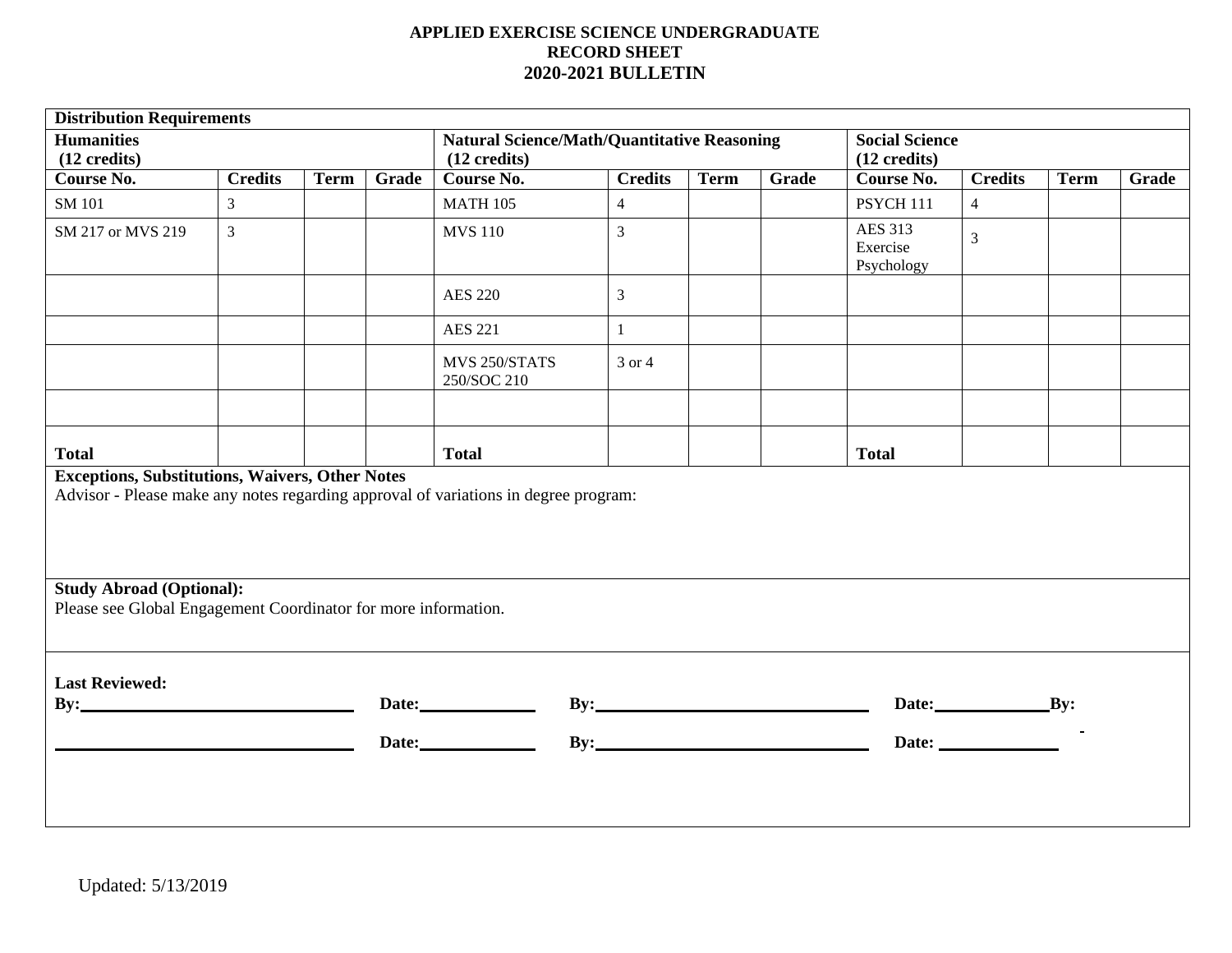**APPLIED EXERCISE SCIENCE UNDERGRADUATE**
**RECORD SHEET**
**2020-2021 BULLETIN**

| **Distribution Requirements** | | | | | | | | | | | |
|---|---|---|---|---|---|---|---|---|---|---|---|
| **Humanities (12 credits)** | | | | **Natural Science/Math/Quantitative Reasoning (12 credits)** | | | | **Social Science (12 credits)** | | | |
| **Course No.** | **Credits** | **Term** | **Grade** | **Course No.** | **Credits** | **Term** | **Grade** | **Course No.** | **Credits** | **Term** | **Grade** |
| SM 101 | 3 | | | MATH 105 | 4 | | | PSYCH 111 | 4 | | |
| SM 217 or MVS 219 | 3 | | | MVS 110 | 3 | | | AES 313 Exercise Psychology | 3 | | |
| | | | | AES 220 | 3 | | | | | | |
| | | | | AES 221 | 1 | | | | | | |
| | | | | MVS 250/STATS 250/SOC 210 | 3 or 4 | | | | | | |
| | | | | | | | | | | | |
| **Total** | | | | **Total** | | | | **Total** | | | |

**Exceptions, Substitutions, Waivers, Other Notes**
Advisor - Please make any notes regarding approval of variations in degree program:

**Study Abroad (Optional):**
Please see Global Engagement Coordinator for more information.

**Last Reviewed:**

**By:**\_\_\_\_\_\_\_\_\_\_\_\_\_\_\_\_\_\_\_\_ **Date:**\_\_\_\_\_\_\_\_\_\_ **By:**\_\_\_\_\_\_\_\_\_\_\_\_\_\_\_\_\_\_\_\_ **Date:**\_\_\_\_\_\_\_\_\_\_ **By:**

\_\_\_\_\_\_\_\_\_\_\_\_\_\_\_\_\_\_\_\_ **Date:**\_\_\_\_\_\_\_\_\_\_ **By:**\_\_\_\_\_\_\_\_\_\_\_\_\_\_\_\_\_\_\_\_ **Date:** \_\_\_\_\_\_\_\_\_\_

Updated: 5/13/2019